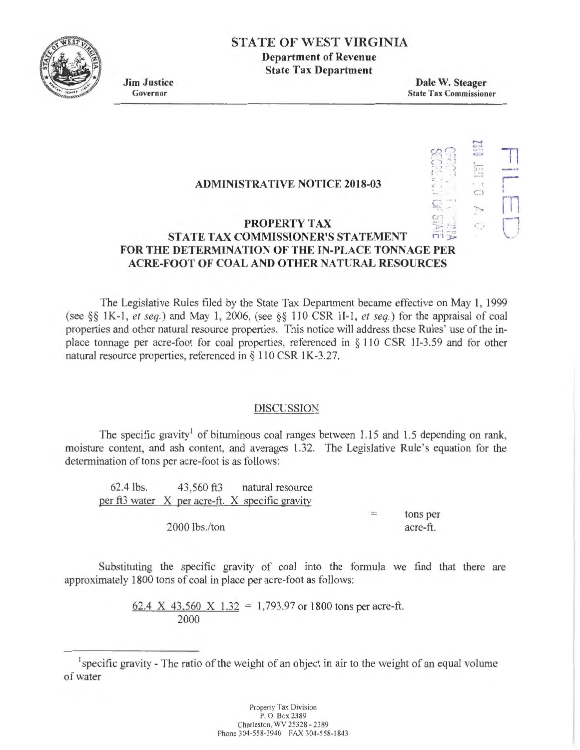# STATE OF WEST VIRGINIA

**Department of Revenue**
**State Tax Department**

**Jim Justice**
Governor

**Dale W. Steager**
State Tax Commissioner

## ADMINISTRATIVE NOTICE 2018-03

## PROPERTY TAX
## STATE TAX COMMISSIONER'S STATEMENT
## FOR THE DETERMINATION OF THE IN-PLACE TONNAGE PER ACRE-FOOT OF COAL AND OTHER NATURAL RESOURCES

The Legislative Rules filed by the State Tax Department became effective on May 1, 1999 (see §§ 1K-1, *et seq.*) and May 1, 2006, (see §§ 110 CSR 1I-1, *et seq.*) for the appraisal of coal properties and other natural resource properties. This notice will address these Rules' use of the in-place tonnage per acre-foot for coal properties, referenced in § 110 CSR 1I-3.59 and for other natural resource properties, referenced in § 110 CSR 1K-3.27.

### DISCUSSION

The specific gravity[1] of bituminous coal ranges between 1.15 and 1.5 depending on rank, moisture content, and ash content, and averages 1.32. The Legislative Rule's equation for the determination of tons per acre-foot is as follows:

$$\frac{62.4 \text{ lbs. per ft3 water} \times 43{,}560 \text{ ft3 per acre-ft.} \times \text{natural resource specific gravity}}{2000 \text{ lbs./ton}} = \text{tons per acre-ft.}$$

Substituting the specific gravity of coal into the formula we find that there are approximately 1800 tons of coal in place per acre-foot as follows:

$$\frac{62.4 \times 43{,}560 \times 1.32}{2000} = 1{,}793.97 \text{ or } 1800 \text{ tons per acre-ft.}$$

---

[1] specific gravity - The ratio of the weight of an object in air to the weight of an equal volume of water

Property Tax Division
P. O. Box 2389
Charleston, WV 25328 - 2389
Phone 304-558-3940 FAX 304-558-1843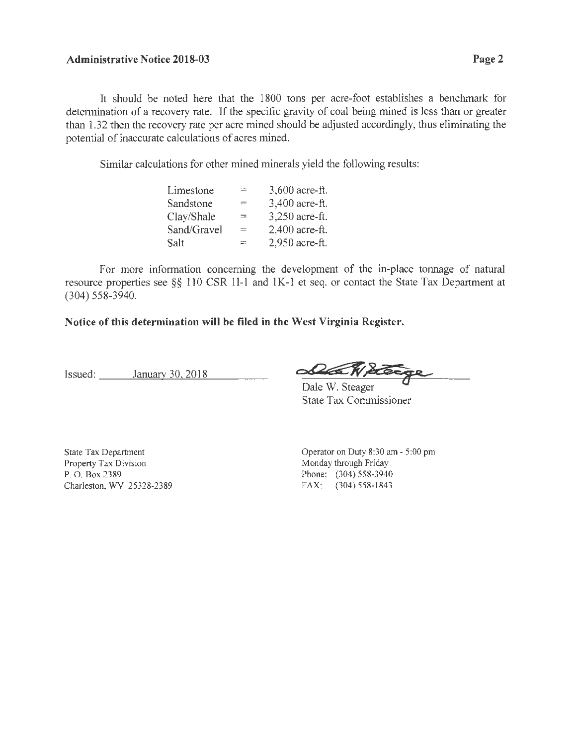It should be noted here that the 1800 tons per acre-foot establishes a benchmark for determination of a recovery rate. If the specific gravity of coal being mined is less than or greater than 1.32 then the recovery rate per acre mined should be adjusted accordingly, thus eliminating the potential of inaccurate calculations of acres mined.

Similar calculations for other mined minerals yield the following results:

| | | |
|---|---|---|
| Limestone | = | 3,600 acre-ft. |
| Sandstone | = | 3,400 acre-ft. |
| Clay/Shale | = | 3,250 acre-ft. |
| Sand/Gravel | = | 2,400 acre-ft. |
| Salt | = | 2,950 acre-ft. |

For more information concerning the development of the in-place tonnage of natural resource properties see §§ 110 CSR 1I-1 and 1K-1 et seq. or contact the State Tax Department at (304) 558-3940.

**Notice of this determination will be filed in the West Virginia Register.**

Issued: January 30, 2018

Dale W. Steager
State Tax Commissioner

State Tax Department
Property Tax Division
P. O. Box 2389
Charleston, WV 25328-2389

Operator on Duty 8:30 am - 5:00 pm
Monday through Friday
Phone: (304) 558-3940
FAX: (304) 558-1843